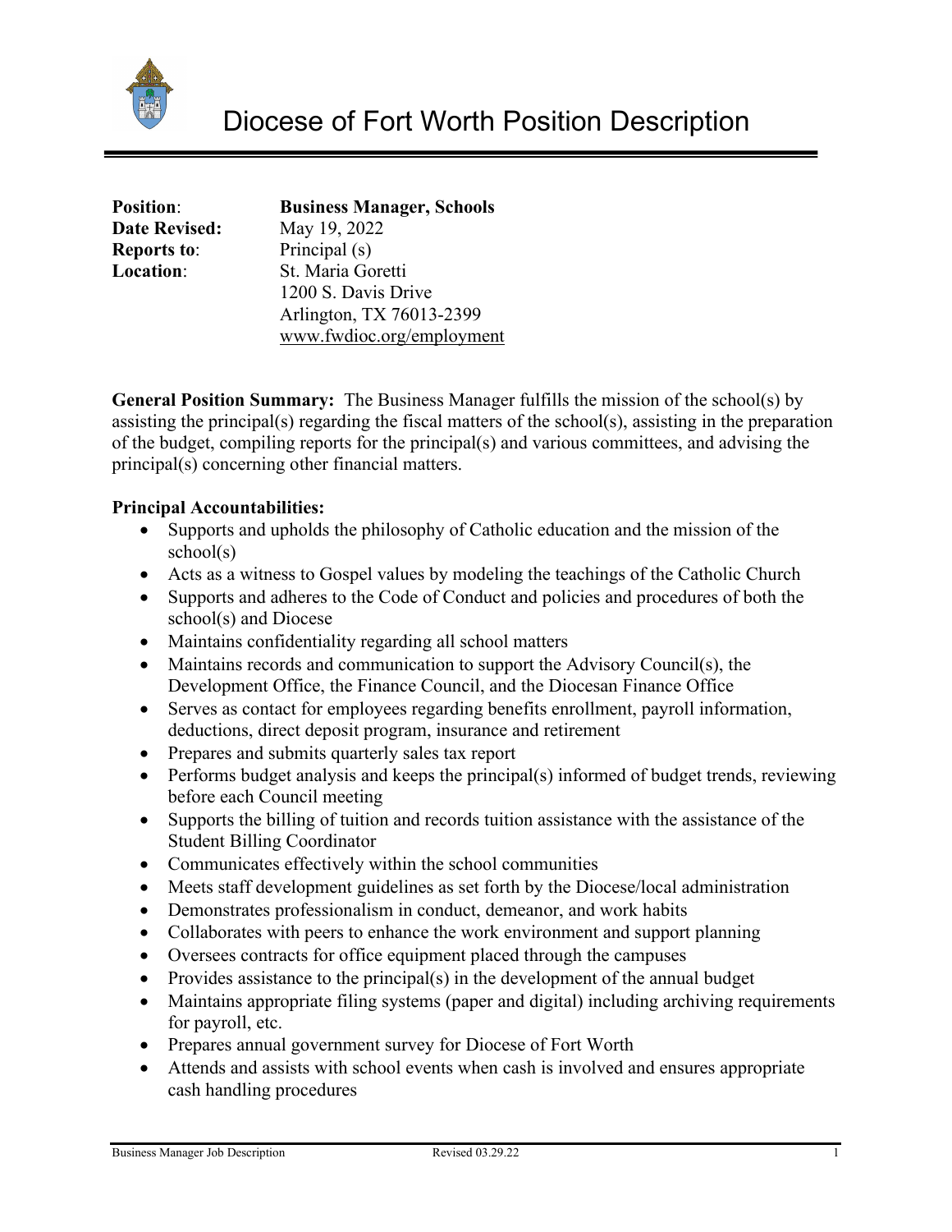# Diocese of Fort Worth Position Description

**Position**: **Business Manager, Schools**
**Date Revised:** May 19, 2022
**Reports to**: Principal (s)
**Location**: St. Maria Goretti
1200 S. Davis Drive
Arlington, TX 76013-2399
www.fwdioc.org/employment

**General Position Summary:** The Business Manager fulfills the mission of the school(s) by assisting the principal(s) regarding the fiscal matters of the school(s), assisting in the preparation of the budget, compiling reports for the principal(s) and various committees, and advising the principal(s) concerning other financial matters.

**Principal Accountabilities:**

- Supports and upholds the philosophy of Catholic education and the mission of the school(s)
- Acts as a witness to Gospel values by modeling the teachings of the Catholic Church
- Supports and adheres to the Code of Conduct and policies and procedures of both the school(s) and Diocese
- Maintains confidentiality regarding all school matters
- Maintains records and communication to support the Advisory Council(s), the Development Office, the Finance Council, and the Diocesan Finance Office
- Serves as contact for employees regarding benefits enrollment, payroll information, deductions, direct deposit program, insurance and retirement
- Prepares and submits quarterly sales tax report
- Performs budget analysis and keeps the principal(s) informed of budget trends, reviewing before each Council meeting
- Supports the billing of tuition and records tuition assistance with the assistance of the Student Billing Coordinator
- Communicates effectively within the school communities
- Meets staff development guidelines as set forth by the Diocese/local administration
- Demonstrates professionalism in conduct, demeanor, and work habits
- Collaborates with peers to enhance the work environment and support planning
- Oversees contracts for office equipment placed through the campuses
- Provides assistance to the principal(s) in the development of the annual budget
- Maintains appropriate filing systems (paper and digital) including archiving requirements for payroll, etc.
- Prepares annual government survey for Diocese of Fort Worth
- Attends and assists with school events when cash is involved and ensures appropriate cash handling procedures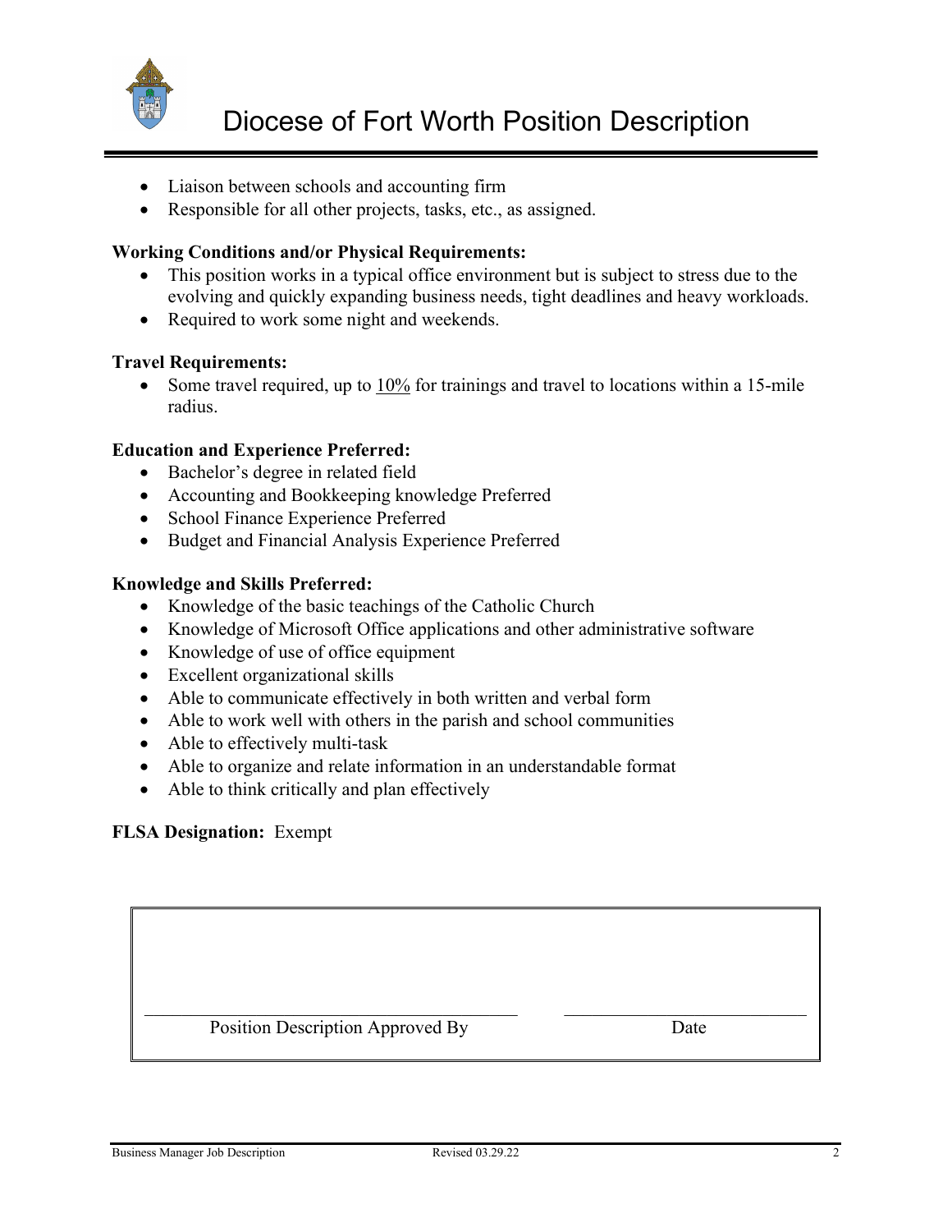- Liaison between schools and accounting firm
- Responsible for all other projects, tasks, etc., as assigned.

**Working Conditions and/or Physical Requirements:**

- This position works in a typical office environment but is subject to stress due to the evolving and quickly expanding business needs, tight deadlines and heavy workloads.
- Required to work some night and weekends.

**Travel Requirements:**

- Some travel required, up to 10% for trainings and travel to locations within a 15-mile radius.

**Education and Experience Preferred:**

- Bachelor's degree in related field
- Accounting and Bookkeeping knowledge Preferred
- School Finance Experience Preferred
- Budget and Financial Analysis Experience Preferred

**Knowledge and Skills Preferred:**

- Knowledge of the basic teachings of the Catholic Church
- Knowledge of Microsoft Office applications and other administrative software
- Knowledge of use of office equipment
- Excellent organizational skills
- Able to communicate effectively in both written and verbal form
- Able to work well with others in the parish and school communities
- Able to effectively multi-task
- Able to organize and relate information in an understandable format
- Able to think critically and plan effectively

**FLSA Designation:** Exempt

| Position Description Approved By | Date |
|---|---|
| | |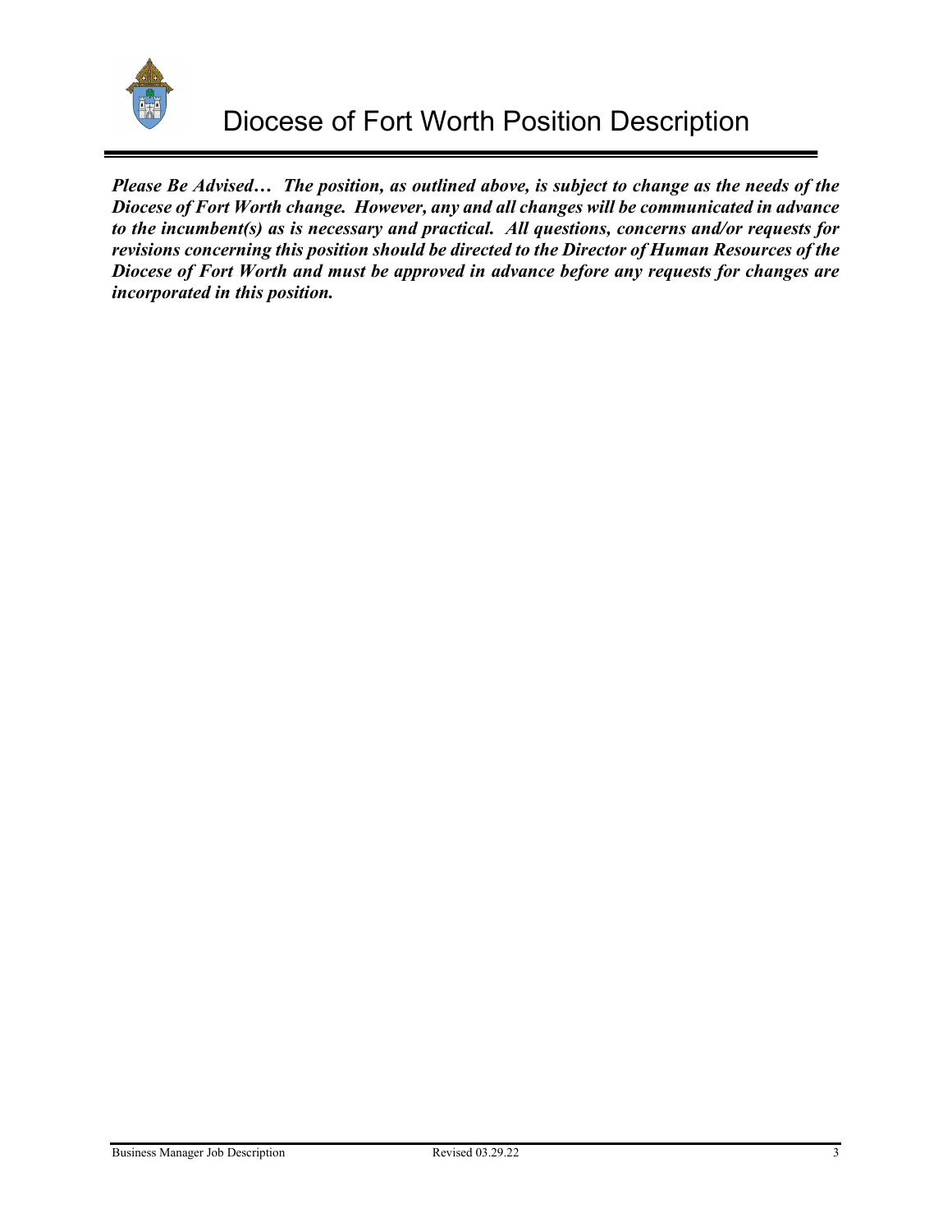# Diocese of Fort Worth Position Description

***Please Be Advised… The position, as outlined above, is subject to change as the needs of the Diocese of Fort Worth change. However, any and all changes will be communicated in advance to the incumbent(s) as is necessary and practical. All questions, concerns and/or requests for revisions concerning this position should be directed to the Director of Human Resources of the Diocese of Fort Worth and must be approved in advance before any requests for changes are incorporated in this position.***